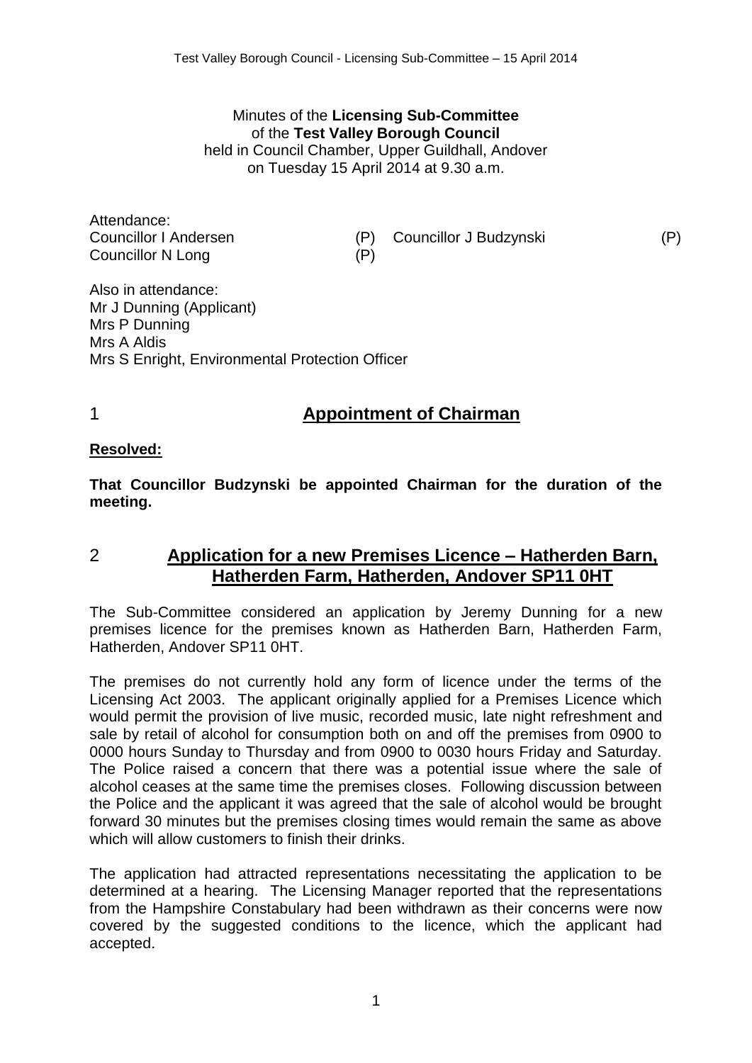Minutes of the **Licensing Sub-Committee**
of the **Test Valley Borough Council**
held in Council Chamber, Upper Guildhall, Andover
on Tuesday 15 April 2014 at 9.30 a.m.

Attendance:

| | | | |
|---|---|---|---|
| Councillor I Andersen | (P) | Councillor J Budzynski | (P) |
| Councillor N Long | (P) | | |

Also in attendance:
Mr J Dunning (Applicant)
Mrs P Dunning
Mrs A Aldis
Mrs S Enright, Environmental Protection Officer

## 1 Appointment of Chairman

**Resolved:**

**That Councillor Budzynski be appointed Chairman for the duration of the meeting.**

## 2 Application for a new Premises Licence – Hatherden Barn, Hatherden Farm, Hatherden, Andover SP11 0HT

The Sub-Committee considered an application by Jeremy Dunning for a new premises licence for the premises known as Hatherden Barn, Hatherden Farm, Hatherden, Andover SP11 0HT.

The premises do not currently hold any form of licence under the terms of the Licensing Act 2003. The applicant originally applied for a Premises Licence which would permit the provision of live music, recorded music, late night refreshment and sale by retail of alcohol for consumption both on and off the premises from 0900 to 0000 hours Sunday to Thursday and from 0900 to 0030 hours Friday and Saturday. The Police raised a concern that there was a potential issue where the sale of alcohol ceases at the same time the premises closes. Following discussion between the Police and the applicant it was agreed that the sale of alcohol would be brought forward 30 minutes but the premises closing times would remain the same as above which will allow customers to finish their drinks.

The application had attracted representations necessitating the application to be determined at a hearing. The Licensing Manager reported that the representations from the Hampshire Constabulary had been withdrawn as their concerns were now covered by the suggested conditions to the licence, which the applicant had accepted.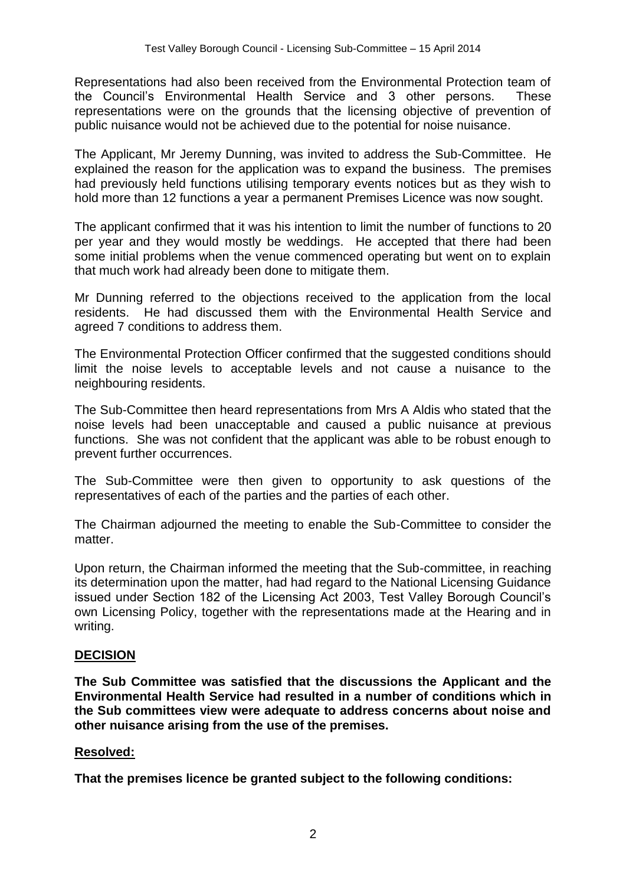Representations had also been received from the Environmental Protection team of the Council's Environmental Health Service and 3 other persons. These representations were on the grounds that the licensing objective of prevention of public nuisance would not be achieved due to the potential for noise nuisance.

The Applicant, Mr Jeremy Dunning, was invited to address the Sub-Committee. He explained the reason for the application was to expand the business. The premises had previously held functions utilising temporary events notices but as they wish to hold more than 12 functions a year a permanent Premises Licence was now sought.

The applicant confirmed that it was his intention to limit the number of functions to 20 per year and they would mostly be weddings. He accepted that there had been some initial problems when the venue commenced operating but went on to explain that much work had already been done to mitigate them.

Mr Dunning referred to the objections received to the application from the local residents. He had discussed them with the Environmental Health Service and agreed 7 conditions to address them.

The Environmental Protection Officer confirmed that the suggested conditions should limit the noise levels to acceptable levels and not cause a nuisance to the neighbouring residents.

The Sub-Committee then heard representations from Mrs A Aldis who stated that the noise levels had been unacceptable and caused a public nuisance at previous functions. She was not confident that the applicant was able to be robust enough to prevent further occurrences.

The Sub-Committee were then given to opportunity to ask questions of the representatives of each of the parties and the parties of each other.

The Chairman adjourned the meeting to enable the Sub-Committee to consider the matter.

Upon return, the Chairman informed the meeting that the Sub-committee, in reaching its determination upon the matter, had had regard to the National Licensing Guidance issued under Section 182 of the Licensing Act 2003, Test Valley Borough Council's own Licensing Policy, together with the representations made at the Hearing and in writing.

## DECISION

**The Sub Committee was satisfied that the discussions the Applicant and the Environmental Health Service had resulted in a number of conditions which in the Sub committees view were adequate to address concerns about noise and other nuisance arising from the use of the premises.**

**Resolved:**

**That the premises licence be granted subject to the following conditions:**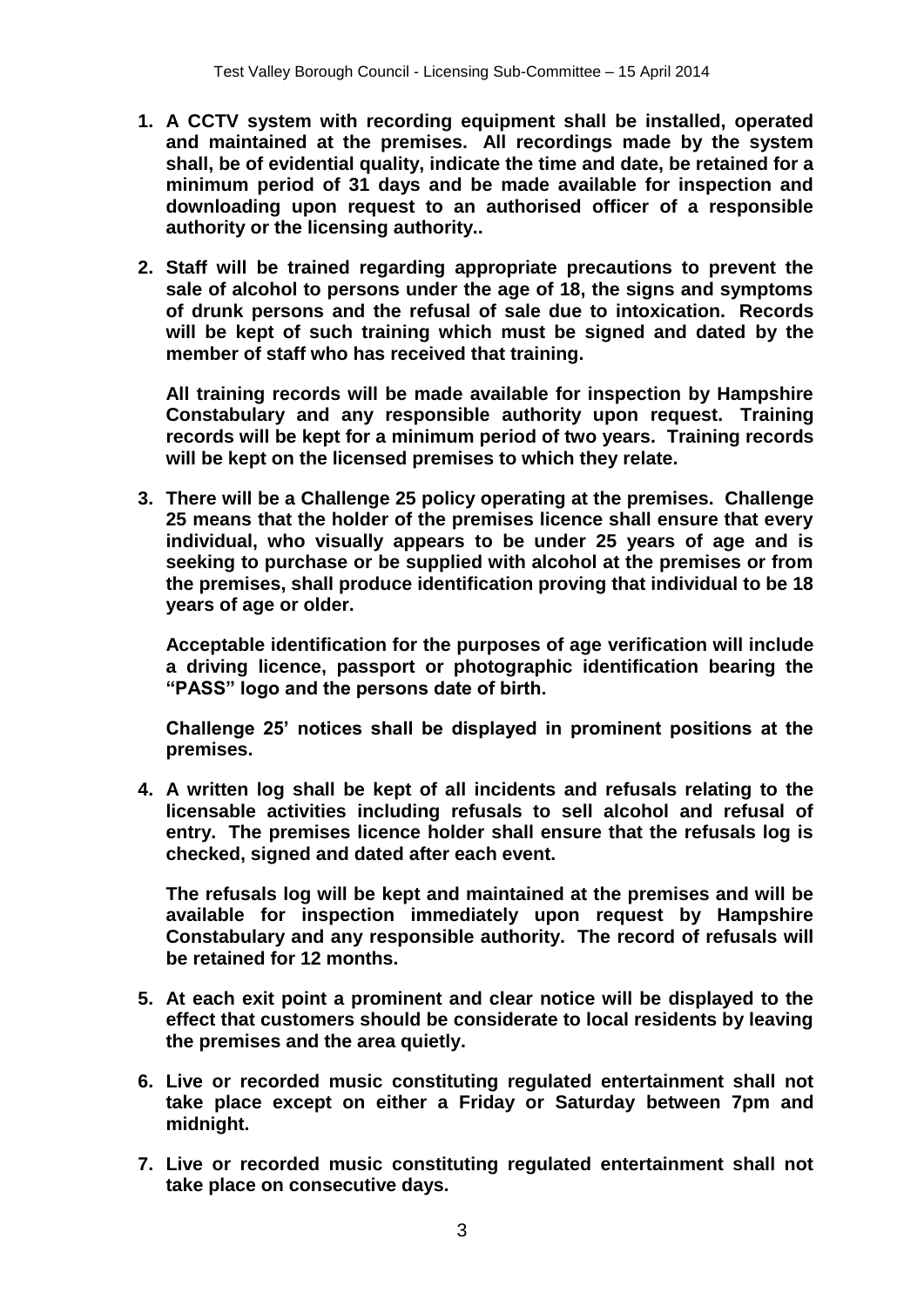1. **A CCTV system with recording equipment shall be installed, operated and maintained at the premises. All recordings made by the system shall, be of evidential quality, indicate the time and date, be retained for a minimum period of 31 days and be made available for inspection and downloading upon request to an authorised officer of a responsible authority or the licensing authority..**

2. **Staff will be trained regarding appropriate precautions to prevent the sale of alcohol to persons under the age of 18, the signs and symptoms of drunk persons and the refusal of sale due to intoxication. Records will be kept of such training which must be signed and dated by the member of staff who has received that training.**

   **All training records will be made available for inspection by Hampshire Constabulary and any responsible authority upon request. Training records will be kept for a minimum period of two years. Training records will be kept on the licensed premises to which they relate.**

3. **There will be a Challenge 25 policy operating at the premises. Challenge 25 means that the holder of the premises licence shall ensure that every individual, who visually appears to be under 25 years of age and is seeking to purchase or be supplied with alcohol at the premises or from the premises, shall produce identification proving that individual to be 18 years of age or older.**

   **Acceptable identification for the purposes of age verification will include a driving licence, passport or photographic identification bearing the "PASS" logo and the persons date of birth.**

   **Challenge 25' notices shall be displayed in prominent positions at the premises.**

4. **A written log shall be kept of all incidents and refusals relating to the licensable activities including refusals to sell alcohol and refusal of entry. The premises licence holder shall ensure that the refusals log is checked, signed and dated after each event.**

   **The refusals log will be kept and maintained at the premises and will be available for inspection immediately upon request by Hampshire Constabulary and any responsible authority. The record of refusals will be retained for 12 months.**

5. **At each exit point a prominent and clear notice will be displayed to the effect that customers should be considerate to local residents by leaving the premises and the area quietly.**

6. **Live or recorded music constituting regulated entertainment shall not take place except on either a Friday or Saturday between 7pm and midnight.**

7. **Live or recorded music constituting regulated entertainment shall not take place on consecutive days.**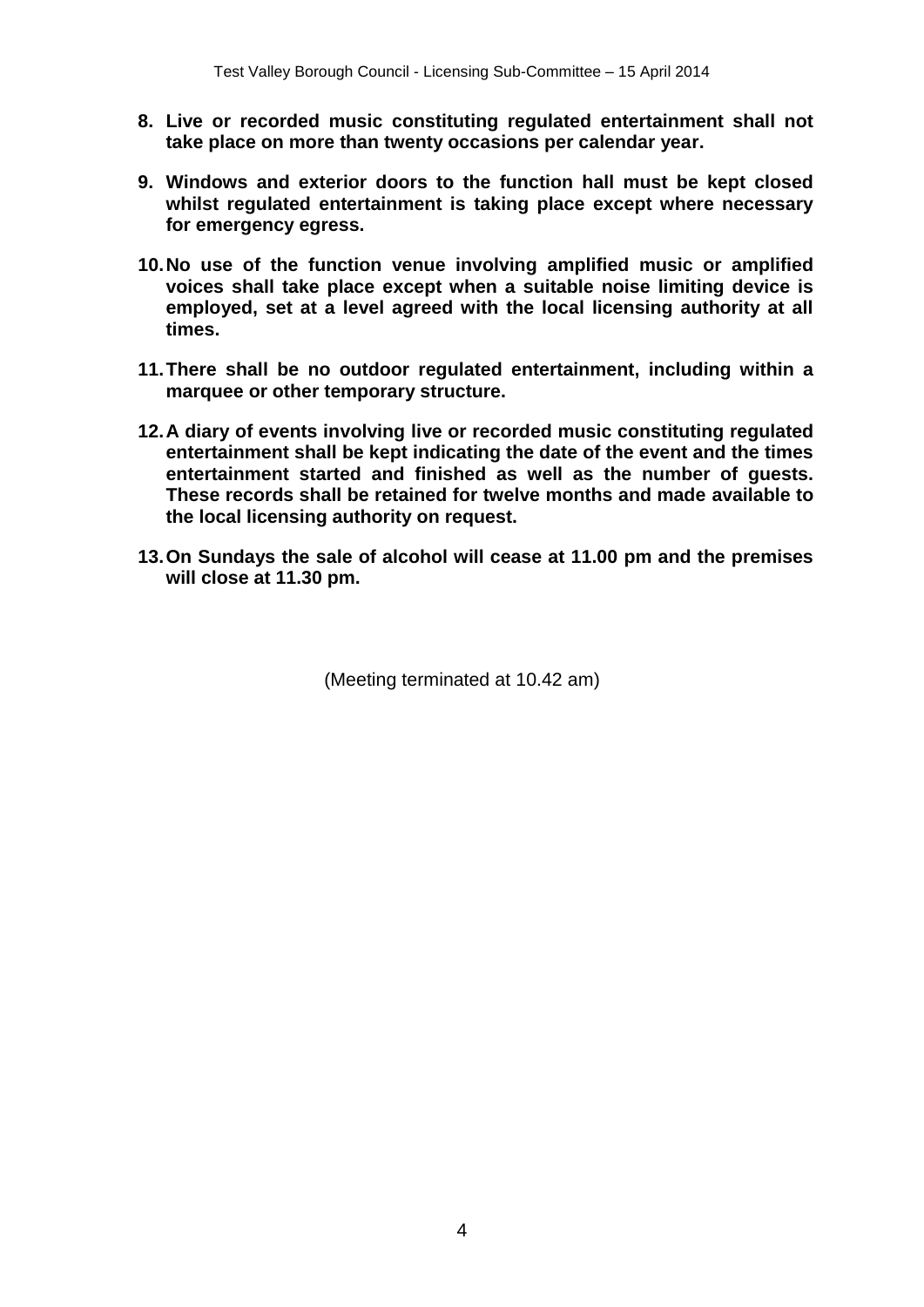8. **Live or recorded music constituting regulated entertainment shall not take place on more than twenty occasions per calendar year.**

9. **Windows and exterior doors to the function hall must be kept closed whilst regulated entertainment is taking place except where necessary for emergency egress.**

10. **No use of the function venue involving amplified music or amplified voices shall take place except when a suitable noise limiting device is employed, set at a level agreed with the local licensing authority at all times.**

11. **There shall be no outdoor regulated entertainment, including within a marquee or other temporary structure.**

12. **A diary of events involving live or recorded music constituting regulated entertainment shall be kept indicating the date of the event and the times entertainment started and finished as well as the number of guests. These records shall be retained for twelve months and made available to the local licensing authority on request.**

13. **On Sundays the sale of alcohol will cease at 11.00 pm and the premises will close at 11.30 pm.**

(Meeting terminated at 10.42 am)